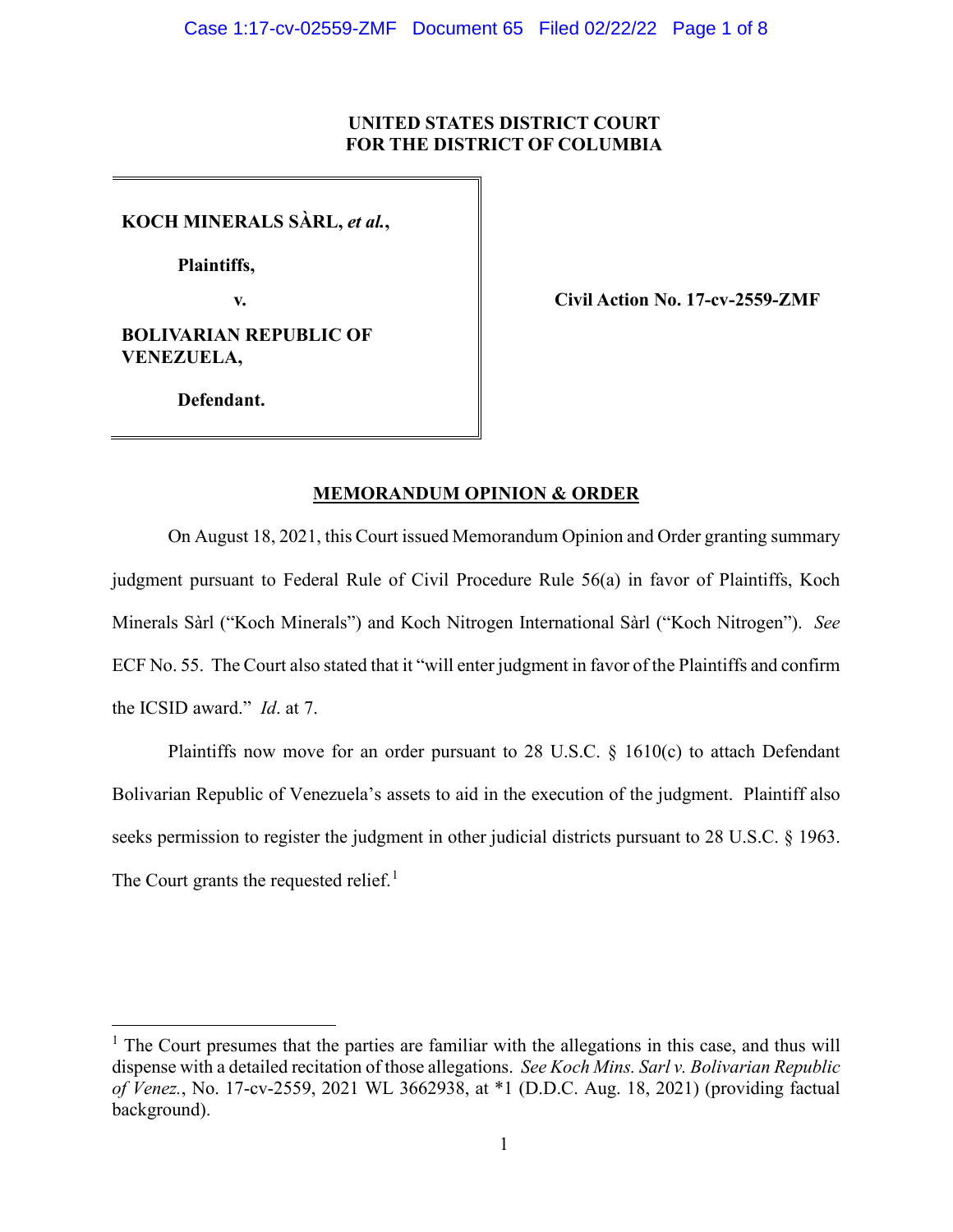**UNITED STATES DISTRICT COURT**
**FOR THE DISTRICT OF COLUMBIA**

| | |
|---|---|
| **KOCH MINERALS SÀRL, *et al.*,**<br><br>**Plaintiffs,**<br><br>**v.**<br><br>**BOLIVARIAN REPUBLIC OF VENEZUELA,**<br><br>**Defendant.** | **Civil Action No. 17-cv-2559-ZMF** |

**MEMORANDUM OPINION & ORDER**

On August 18, 2021, this Court issued Memorandum Opinion and Order granting summary judgment pursuant to Federal Rule of Civil Procedure Rule 56(a) in favor of Plaintiffs, Koch Minerals Sàrl ("Koch Minerals") and Koch Nitrogen International Sàrl ("Koch Nitrogen"). *See* ECF No. 55. The Court also stated that it "will enter judgment in favor of the Plaintiffs and confirm the ICSID award." *Id*. at 7.

Plaintiffs now move for an order pursuant to 28 U.S.C. § 1610(c) to attach Defendant Bolivarian Republic of Venezuela's assets to aid in the execution of the judgment. Plaintiff also seeks permission to register the judgment in other judicial districts pursuant to 28 U.S.C. § 1963. The Court grants the requested relief.[1]

---

[1] The Court presumes that the parties are familiar with the allegations in this case, and thus will dispense with a detailed recitation of those allegations. *See Koch Mins. Sarl v. Bolivarian Republic of Venez.*, No. 17-cv-2559, 2021 WL 3662938, at *1 (D.D.C. Aug. 18, 2021) (providing factual background).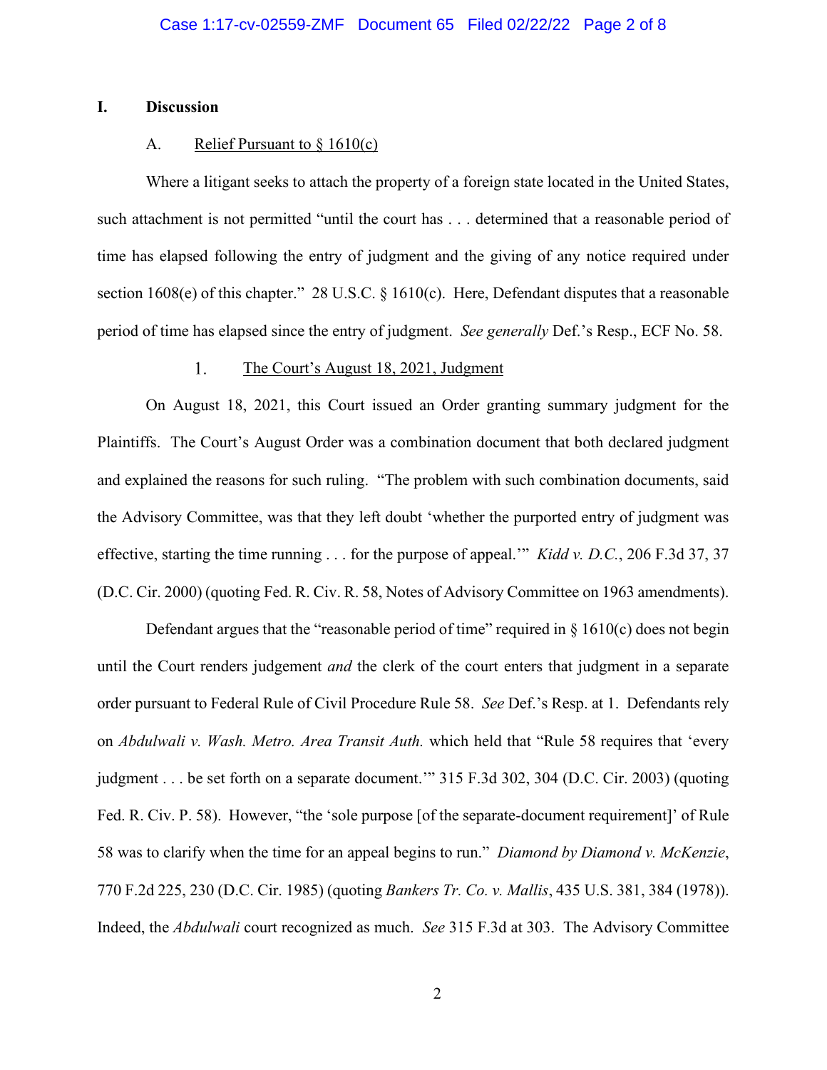## I. Discussion

### A. Relief Pursuant to § 1610(c)

Where a litigant seeks to attach the property of a foreign state located in the United States, such attachment is not permitted "until the court has . . . determined that a reasonable period of time has elapsed following the entry of judgment and the giving of any notice required under section 1608(e) of this chapter." 28 U.S.C. § 1610(c). Here, Defendant disputes that a reasonable period of time has elapsed since the entry of judgment. *See generally* Def.'s Resp., ECF No. 58.

#### 1. The Court's August 18, 2021, Judgment

On August 18, 2021, this Court issued an Order granting summary judgment for the Plaintiffs. The Court's August Order was a combination document that both declared judgment and explained the reasons for such ruling. "The problem with such combination documents, said the Advisory Committee, was that they left doubt 'whether the purported entry of judgment was effective, starting the time running . . . for the purpose of appeal.'" *Kidd v. D.C.*, 206 F.3d 37, 37 (D.C. Cir. 2000) (quoting Fed. R. Civ. R. 58, Notes of Advisory Committee on 1963 amendments).

Defendant argues that the "reasonable period of time" required in § 1610(c) does not begin until the Court renders judgement *and* the clerk of the court enters that judgment in a separate order pursuant to Federal Rule of Civil Procedure Rule 58. *See* Def.'s Resp. at 1. Defendants rely on *Abdulwali v. Wash. Metro. Area Transit Auth.* which held that "Rule 58 requires that 'every judgment . . . be set forth on a separate document.'" 315 F.3d 302, 304 (D.C. Cir. 2003) (quoting Fed. R. Civ. P. 58). However, "the 'sole purpose [of the separate-document requirement]' of Rule 58 was to clarify when the time for an appeal begins to run." *Diamond by Diamond v. McKenzie*, 770 F.2d 225, 230 (D.C. Cir. 1985) (quoting *Bankers Tr. Co. v. Mallis*, 435 U.S. 381, 384 (1978)). Indeed, the *Abdulwali* court recognized as much. *See* 315 F.3d at 303. The Advisory Committee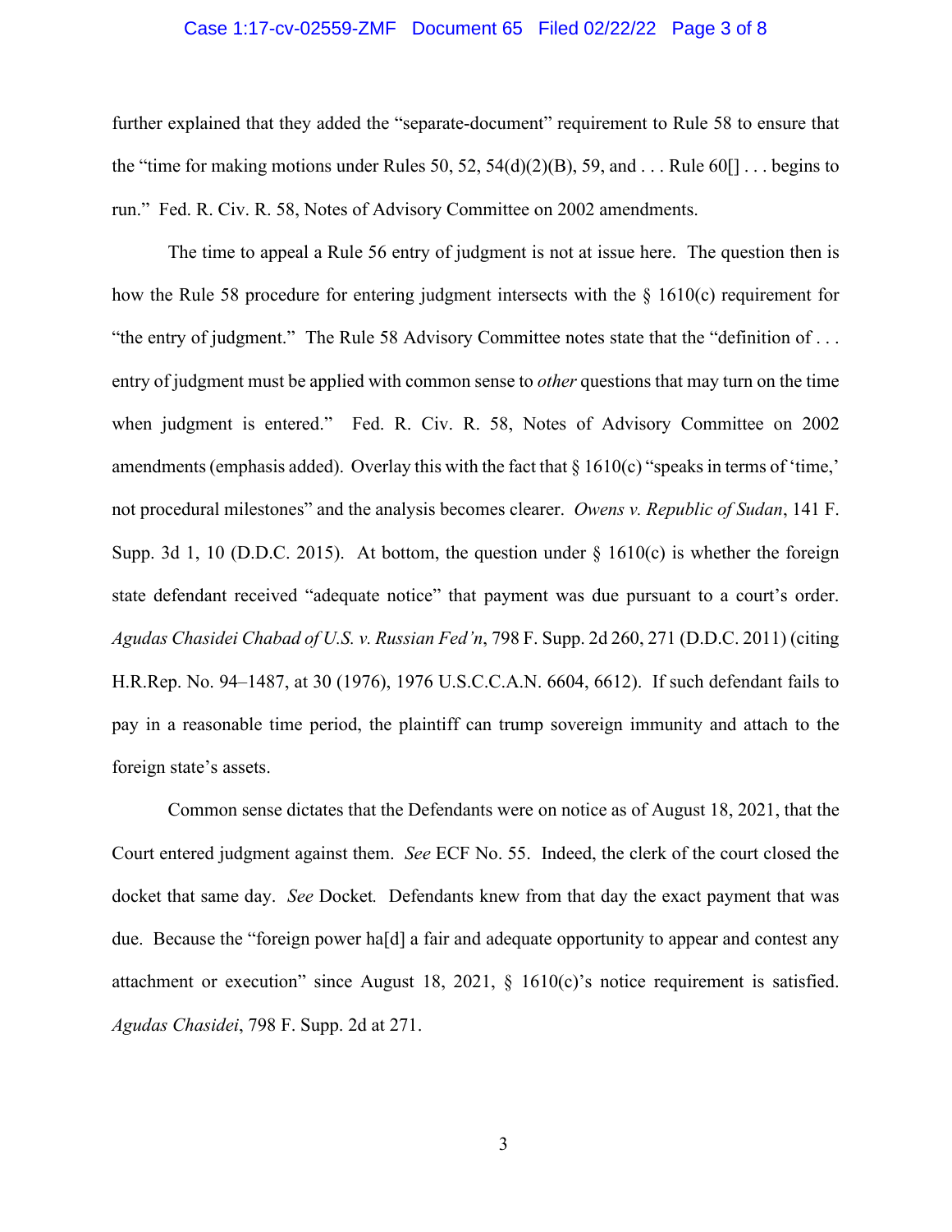further explained that they added the "separate-document" requirement to Rule 58 to ensure that the "time for making motions under Rules 50, 52, 54(d)(2)(B), 59, and . . . Rule 60[] . . . begins to run." Fed. R. Civ. R. 58, Notes of Advisory Committee on 2002 amendments.

The time to appeal a Rule 56 entry of judgment is not at issue here. The question then is how the Rule 58 procedure for entering judgment intersects with the § 1610(c) requirement for "the entry of judgment." The Rule 58 Advisory Committee notes state that the "definition of . . . entry of judgment must be applied with common sense to *other* questions that may turn on the time when judgment is entered." Fed. R. Civ. R. 58, Notes of Advisory Committee on 2002 amendments (emphasis added). Overlay this with the fact that § 1610(c) "speaks in terms of 'time,' not procedural milestones" and the analysis becomes clearer. *Owens v. Republic of Sudan*, 141 F. Supp. 3d 1, 10 (D.D.C. 2015). At bottom, the question under § 1610(c) is whether the foreign state defendant received "adequate notice" that payment was due pursuant to a court's order. *Agudas Chasidei Chabad of U.S. v. Russian Fed'n*, 798 F. Supp. 2d 260, 271 (D.D.C. 2011) (citing H.R.Rep. No. 94–1487, at 30 (1976), 1976 U.S.C.C.A.N. 6604, 6612). If such defendant fails to pay in a reasonable time period, the plaintiff can trump sovereign immunity and attach to the foreign state's assets.

Common sense dictates that the Defendants were on notice as of August 18, 2021, that the Court entered judgment against them. *See* ECF No. 55. Indeed, the clerk of the court closed the docket that same day. *See* Docket*.* Defendants knew from that day the exact payment that was due. Because the "foreign power ha[d] a fair and adequate opportunity to appear and contest any attachment or execution" since August 18, 2021, § 1610(c)'s notice requirement is satisfied. *Agudas Chasidei*, 798 F. Supp. 2d at 271.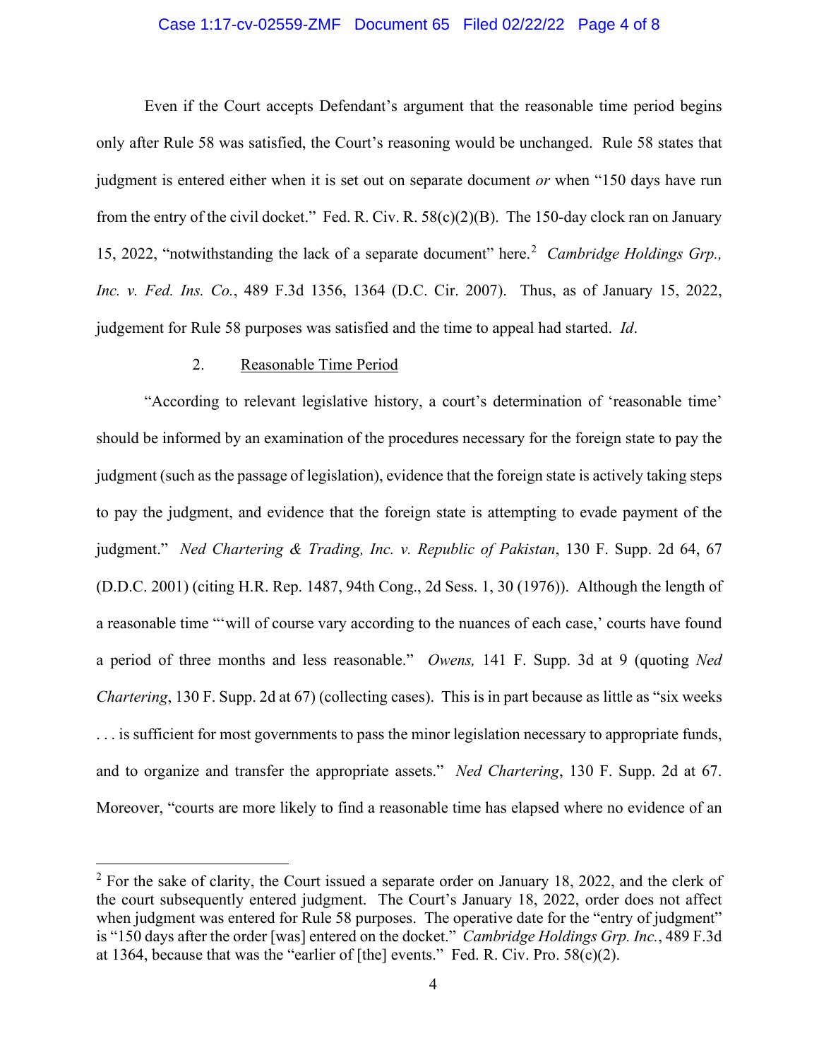Even if the Court accepts Defendant's argument that the reasonable time period begins only after Rule 58 was satisfied, the Court's reasoning would be unchanged. Rule 58 states that judgment is entered either when it is set out on separate document *or* when "150 days have run from the entry of the civil docket." Fed. R. Civ. R. 58(c)(2)(B). The 150-day clock ran on January 15, 2022, "notwithstanding the lack of a separate document" here.[2] *Cambridge Holdings Grp., Inc. v. Fed. Ins. Co.*, 489 F.3d 1356, 1364 (D.C. Cir. 2007). Thus, as of January 15, 2022, judgement for Rule 58 purposes was satisfied and the time to appeal had started. *Id*.

2. Reasonable Time Period

"According to relevant legislative history, a court's determination of 'reasonable time' should be informed by an examination of the procedures necessary for the foreign state to pay the judgment (such as the passage of legislation), evidence that the foreign state is actively taking steps to pay the judgment, and evidence that the foreign state is attempting to evade payment of the judgment." *Ned Chartering & Trading, Inc. v. Republic of Pakistan*, 130 F. Supp. 2d 64, 67 (D.D.C. 2001) (citing H.R. Rep. 1487, 94th Cong., 2d Sess. 1, 30 (1976)). Although the length of a reasonable time "'will of course vary according to the nuances of each case,' courts have found a period of three months and less reasonable." *Owens,* 141 F. Supp. 3d at 9 (quoting *Ned Chartering*, 130 F. Supp. 2d at 67) (collecting cases). This is in part because as little as "six weeks . . . is sufficient for most governments to pass the minor legislation necessary to appropriate funds, and to organize and transfer the appropriate assets." *Ned Chartering*, 130 F. Supp. 2d at 67. Moreover, "courts are more likely to find a reasonable time has elapsed where no evidence of an

[2] For the sake of clarity, the Court issued a separate order on January 18, 2022, and the clerk of the court subsequently entered judgment. The Court's January 18, 2022, order does not affect when judgment was entered for Rule 58 purposes. The operative date for the "entry of judgment" is "150 days after the order [was] entered on the docket." *Cambridge Holdings Grp. Inc.*, 489 F.3d at 1364, because that was the "earlier of [the] events." Fed. R. Civ. Pro. 58(c)(2).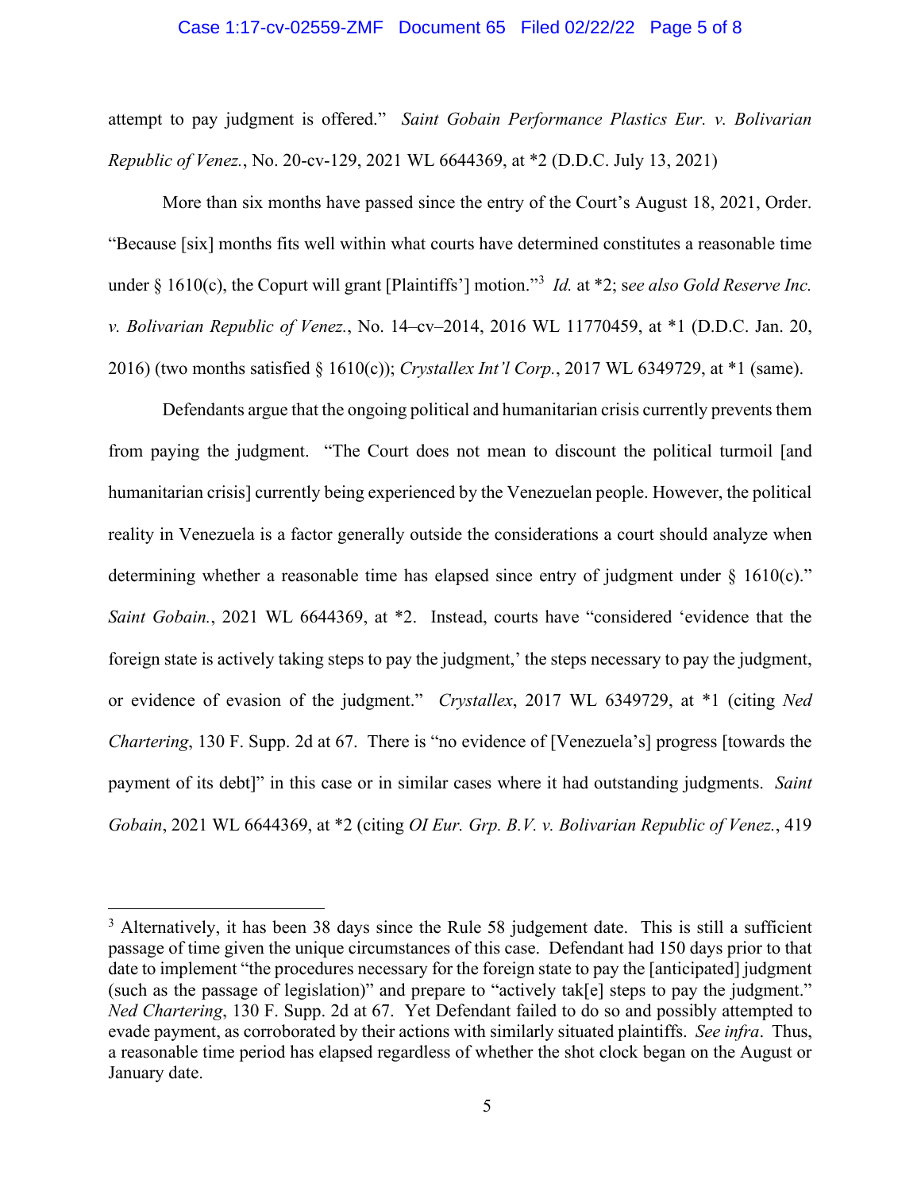attempt to pay judgment is offered." *Saint Gobain Performance Plastics Eur. v. Bolivarian Republic of Venez.*, No. 20-cv-129, 2021 WL 6644369, at *2 (D.D.C. July 13, 2021)

More than six months have passed since the entry of the Court's August 18, 2021, Order. "Because [six] months fits well within what courts have determined constitutes a reasonable time under § 1610(c), the Copurt will grant [Plaintiffs'] motion."[3] *Id.* at *2; s*ee also Gold Reserve Inc. v. Bolivarian Republic of Venez.*, No. 14–cv–2014, 2016 WL 11770459, at *1 (D.D.C. Jan. 20, 2016) (two months satisfied § 1610(c)); *Crystallex Int'l Corp.*, 2017 WL 6349729, at *1 (same).

Defendants argue that the ongoing political and humanitarian crisis currently prevents them from paying the judgment. "The Court does not mean to discount the political turmoil [and humanitarian crisis] currently being experienced by the Venezuelan people. However, the political reality in Venezuela is a factor generally outside the considerations a court should analyze when determining whether a reasonable time has elapsed since entry of judgment under § 1610(c)." *Saint Gobain.*, 2021 WL 6644369, at *2. Instead, courts have "considered 'evidence that the foreign state is actively taking steps to pay the judgment,' the steps necessary to pay the judgment, or evidence of evasion of the judgment." *Crystallex*, 2017 WL 6349729, at *1 (citing *Ned Chartering*, 130 F. Supp. 2d at 67. There is "no evidence of [Venezuela's] progress [towards the payment of its debt]" in this case or in similar cases where it had outstanding judgments. *Saint Gobain*, 2021 WL 6644369, at *2 (citing *OI Eur. Grp. B.V. v. Bolivarian Republic of Venez.*, 419

---

[3] Alternatively, it has been 38 days since the Rule 58 judgement date. This is still a sufficient passage of time given the unique circumstances of this case. Defendant had 150 days prior to that date to implement "the procedures necessary for the foreign state to pay the [anticipated] judgment (such as the passage of legislation)" and prepare to "actively tak[e] steps to pay the judgment." *Ned Chartering*, 130 F. Supp. 2d at 67. Yet Defendant failed to do so and possibly attempted to evade payment, as corroborated by their actions with similarly situated plaintiffs. *See infra*. Thus, a reasonable time period has elapsed regardless of whether the shot clock began on the August or January date.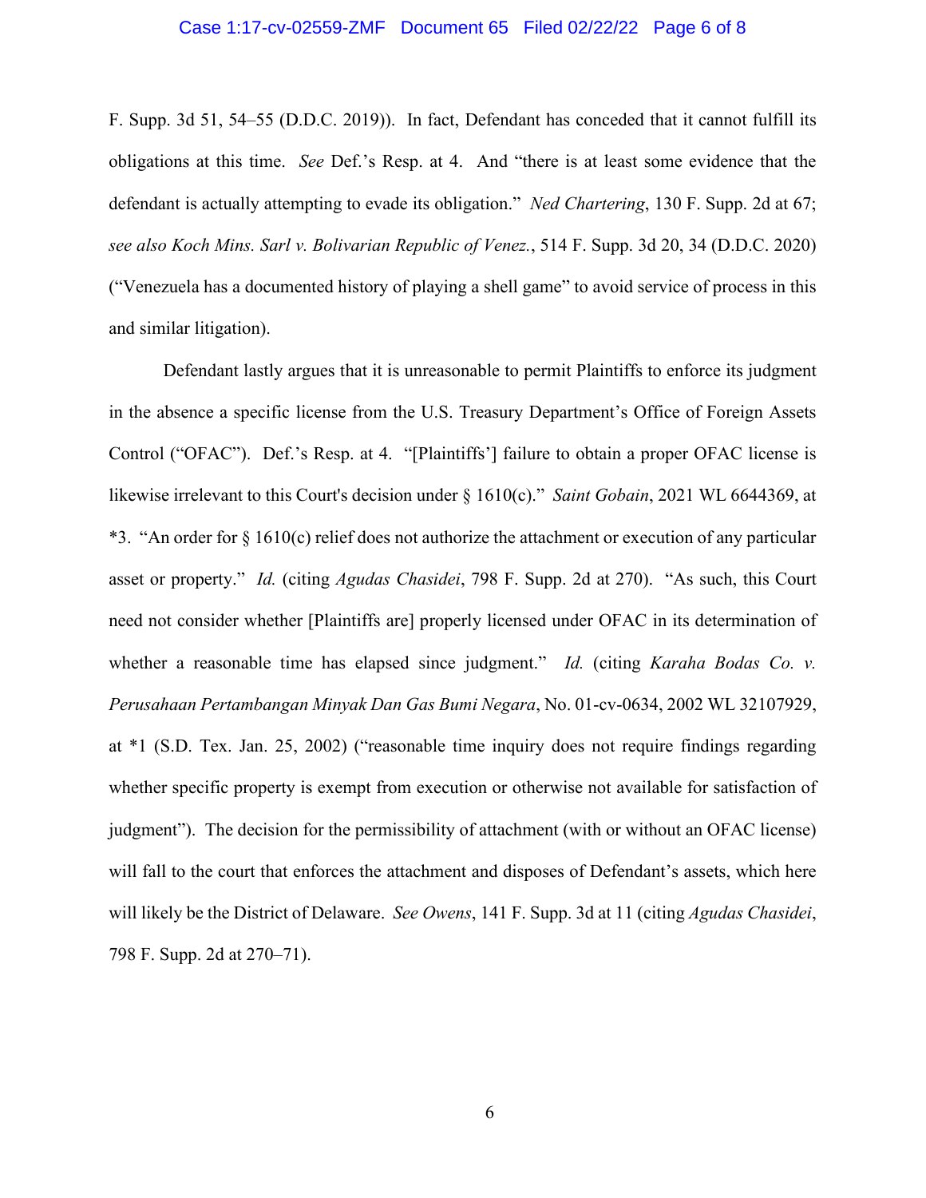F. Supp. 3d 51, 54–55 (D.D.C. 2019)). In fact, Defendant has conceded that it cannot fulfill its obligations at this time. *See* Def.'s Resp. at 4. And "there is at least some evidence that the defendant is actually attempting to evade its obligation." *Ned Chartering*, 130 F. Supp. 2d at 67; *see also Koch Mins. Sarl v. Bolivarian Republic of Venez.*, 514 F. Supp. 3d 20, 34 (D.D.C. 2020) ("Venezuela has a documented history of playing a shell game" to avoid service of process in this and similar litigation).

Defendant lastly argues that it is unreasonable to permit Plaintiffs to enforce its judgment in the absence a specific license from the U.S. Treasury Department's Office of Foreign Assets Control ("OFAC"). Def.'s Resp. at 4. "[Plaintiffs'] failure to obtain a proper OFAC license is likewise irrelevant to this Court's decision under § 1610(c)." *Saint Gobain*, 2021 WL 6644369, at *3. "An order for § 1610(c) relief does not authorize the attachment or execution of any particular asset or property." *Id.* (citing *Agudas Chasidei*, 798 F. Supp. 2d at 270). "As such, this Court need not consider whether [Plaintiffs are] properly licensed under OFAC in its determination of whether a reasonable time has elapsed since judgment." *Id.* (citing *Karaha Bodas Co. v. Perusahaan Pertambangan Minyak Dan Gas Bumi Negara*, No. 01-cv-0634, 2002 WL 32107929, at *1 (S.D. Tex. Jan. 25, 2002) ("reasonable time inquiry does not require findings regarding whether specific property is exempt from execution or otherwise not available for satisfaction of judgment"). The decision for the permissibility of attachment (with or without an OFAC license) will fall to the court that enforces the attachment and disposes of Defendant's assets, which here will likely be the District of Delaware. *See Owens*, 141 F. Supp. 3d at 11 (citing *Agudas Chasidei*, 798 F. Supp. 2d at 270–71).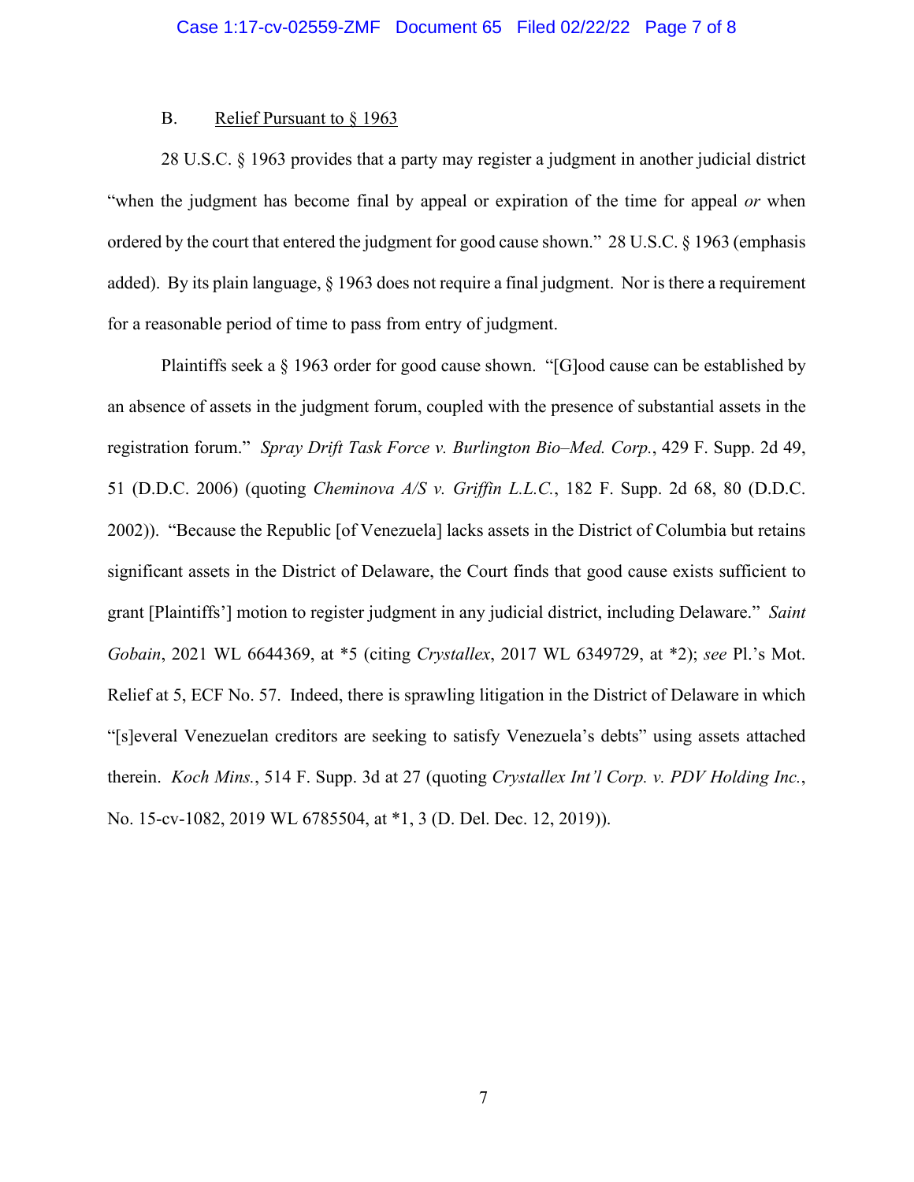### B. Relief Pursuant to § 1963

28 U.S.C. § 1963 provides that a party may register a judgment in another judicial district "when the judgment has become final by appeal or expiration of the time for appeal *or* when ordered by the court that entered the judgment for good cause shown." 28 U.S.C. § 1963 (emphasis added). By its plain language, § 1963 does not require a final judgment. Nor is there a requirement for a reasonable period of time to pass from entry of judgment.

Plaintiffs seek a § 1963 order for good cause shown. "[G]ood cause can be established by an absence of assets in the judgment forum, coupled with the presence of substantial assets in the registration forum." *Spray Drift Task Force v. Burlington Bio–Med. Corp.*, 429 F. Supp. 2d 49, 51 (D.D.C. 2006) (quoting *Cheminova A/S v. Griffin L.L.C.*, 182 F. Supp. 2d 68, 80 (D.D.C. 2002)). "Because the Republic [of Venezuela] lacks assets in the District of Columbia but retains significant assets in the District of Delaware, the Court finds that good cause exists sufficient to grant [Plaintiffs'] motion to register judgment in any judicial district, including Delaware." *Saint Gobain*, 2021 WL 6644369, at *5 (citing *Crystallex*, 2017 WL 6349729, at *2); *see* Pl.'s Mot. Relief at 5, ECF No. 57. Indeed, there is sprawling litigation in the District of Delaware in which "[s]everal Venezuelan creditors are seeking to satisfy Venezuela's debts" using assets attached therein. *Koch Mins.*, 514 F. Supp. 3d at 27 (quoting *Crystallex Int'l Corp. v. PDV Holding Inc.*, No. 15-cv-1082, 2019 WL 6785504, at *1, 3 (D. Del. Dec. 12, 2019)).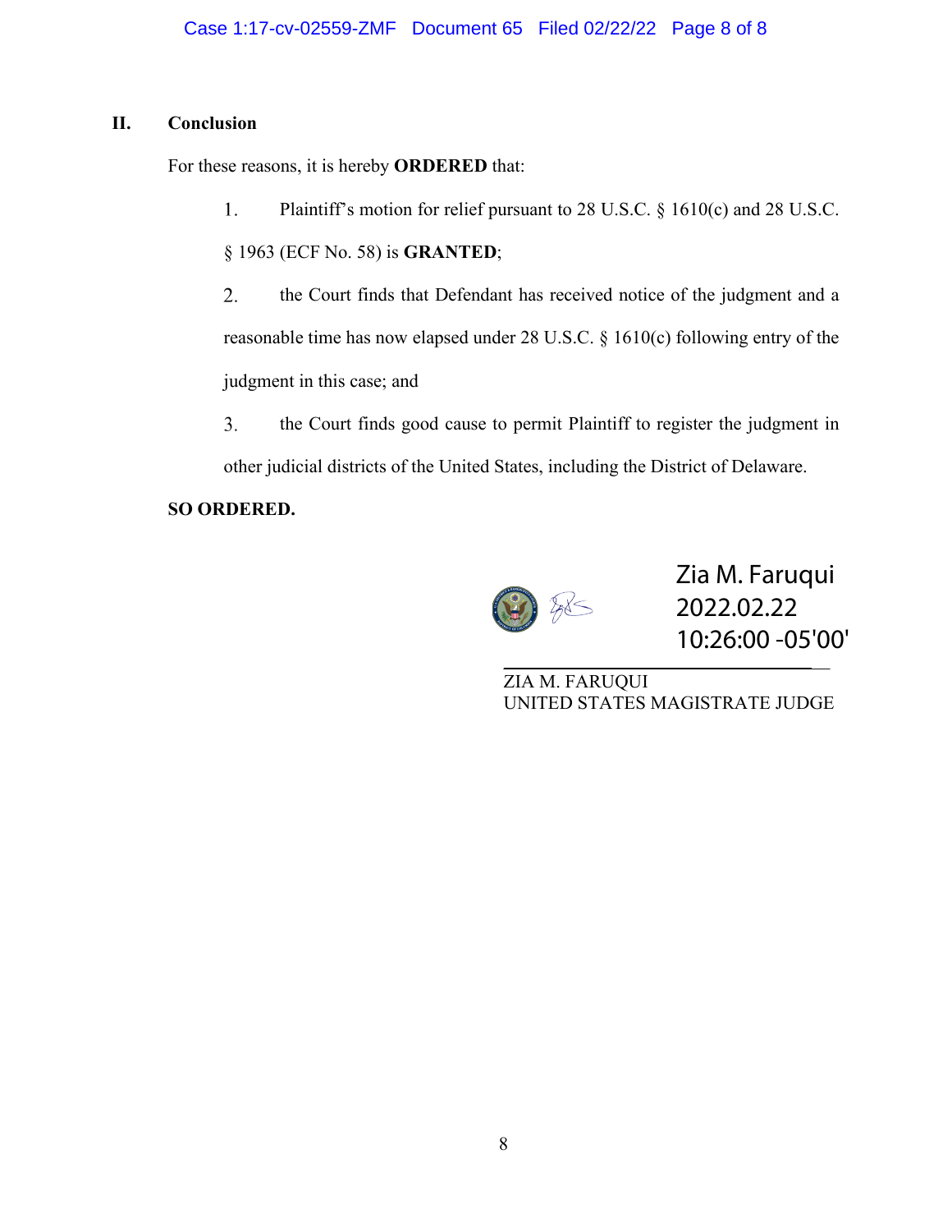## II. Conclusion

For these reasons, it is hereby **ORDERED** that:

1. Plaintiff's motion for relief pursuant to 28 U.S.C. § 1610(c) and 28 U.S.C. § 1963 (ECF No. 58) is **GRANTED**;

2. the Court finds that Defendant has received notice of the judgment and a reasonable time has now elapsed under 28 U.S.C. § 1610(c) following entry of the judgment in this case; and

3. the Court finds good cause to permit Plaintiff to register the judgment in other judicial districts of the United States, including the District of Delaware.

**SO ORDERED.**

Zia M. Faruqui
2022.02.22
10:26:00 -05'00'

ZIA M. FARUQUI
UNITED STATES MAGISTRATE JUDGE